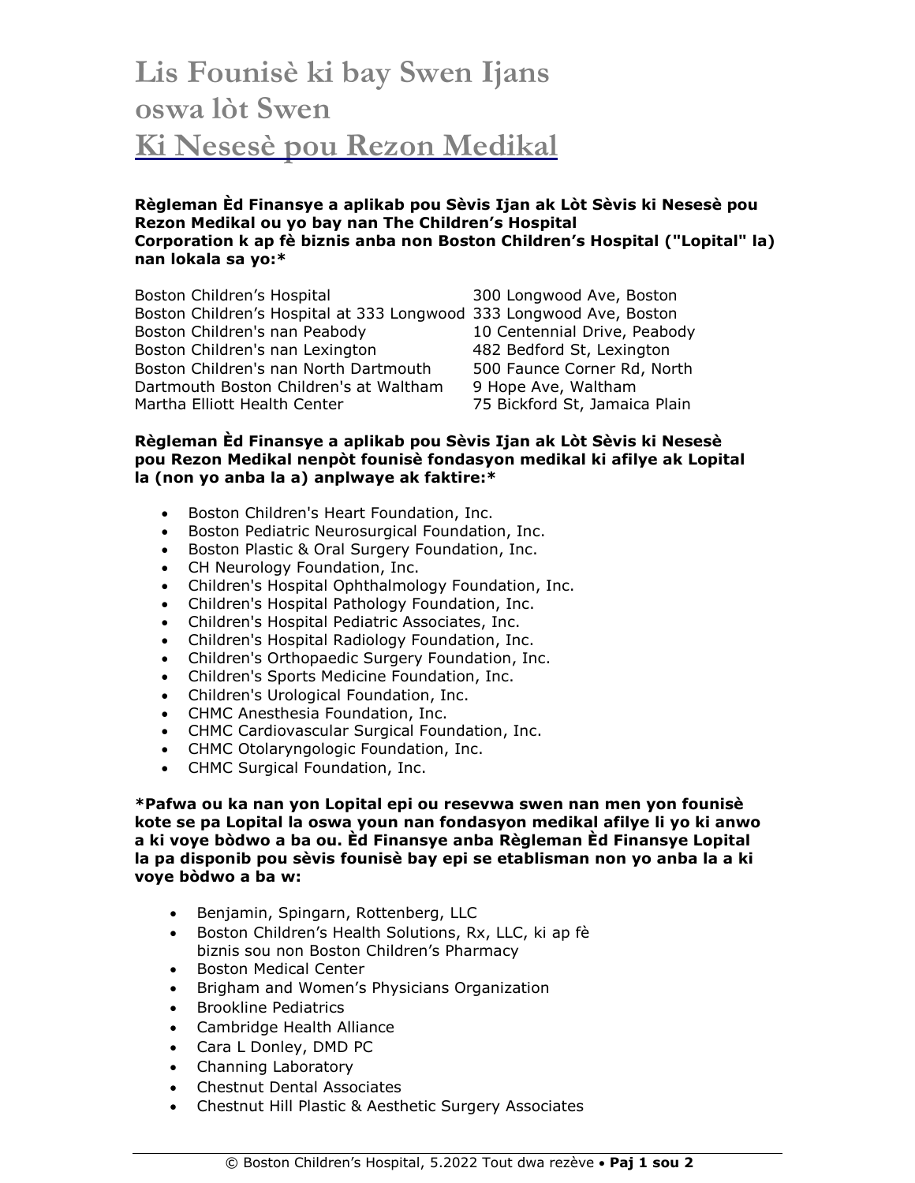# Lis Founisè ki bay Swen Ijans oswa lòt Swen Ki Nesesè pou Rezon Medikal

**Règleman Èd Finansye a aplikab pou Sèvis Ijan ak Lòt Sèvis ki Nesesè pou Rezon Medikal ou yo bay nan The Children's Hospital Corporation k ap fè biznis anba non Boston Children's Hospital ("Lopital" la) nan lokala sa yo:***

| | |
|---|---|
| Boston Children's Hospital | 300 Longwood Ave, Boston |
| Boston Children's Hospital at 333 Longwood | 333 Longwood Ave, Boston |
| Boston Children's nan Peabody | 10 Centennial Drive, Peabody |
| Boston Children's nan Lexington | 482 Bedford St, Lexington |
| Boston Children's nan North Dartmouth | 500 Faunce Corner Rd, North |
| Dartmouth Boston Children's at Waltham | 9 Hope Ave, Waltham |
| Martha Elliott Health Center | 75 Bickford St, Jamaica Plain |

**Règleman Èd Finansye a aplikab pou Sèvis Ijan ak Lòt Sèvis ki Nesesè pou Rezon Medikal nenpòt founisè fondasyon medikal ki afilye ak Lopital la (non yo anba la a) anplwaye ak faktire:***

- Boston Children's Heart Foundation, Inc.
- Boston Pediatric Neurosurgical Foundation, Inc.
- Boston Plastic & Oral Surgery Foundation, Inc.
- CH Neurology Foundation, Inc.
- Children's Hospital Ophthalmology Foundation, Inc.
- Children's Hospital Pathology Foundation, Inc.
- Children's Hospital Pediatric Associates, Inc.
- Children's Hospital Radiology Foundation, Inc.
- Children's Orthopaedic Surgery Foundation, Inc.
- Children's Sports Medicine Foundation, Inc.
- Children's Urological Foundation, Inc.
- CHMC Anesthesia Foundation, Inc.
- CHMC Cardiovascular Surgical Foundation, Inc.
- CHMC Otolaryngologic Foundation, Inc.
- CHMC Surgical Foundation, Inc.

***Pafwa ou ka nan yon Lopital epi ou resevwa swen nan men yon founisè kote se pa Lopital la oswa youn nan fondasyon medikal afilye li yo ki anwo a ki voye bòdwo a ba ou. Èd Finansye anba Règleman Èd Finansye Lopital la pa disponib pou sèvis founisè bay epi se etablisman non yo anba la a ki voye bòdwo a ba w:**

- Benjamin, Spingarn, Rottenberg, LLC
- Boston Children's Health Solutions, Rx, LLC, ki ap fè biznis sou non Boston Children's Pharmacy
- Boston Medical Center
- Brigham and Women's Physicians Organization
- Brookline Pediatrics
- Cambridge Health Alliance
- Cara L Donley, DMD PC
- Channing Laboratory
- Chestnut Dental Associates
- Chestnut Hill Plastic & Aesthetic Surgery Associates

© Boston Children's Hospital, 5.2022 Tout dwa rezève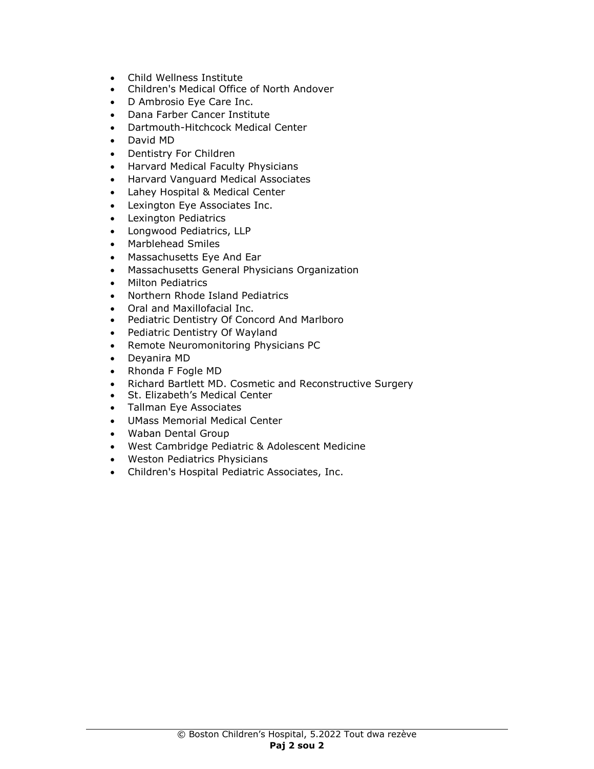- Child Wellness Institute
- Children's Medical Office of North Andover
- D Ambrosio Eye Care Inc.
- Dana Farber Cancer Institute
- Dartmouth-Hitchcock Medical Center
- David MD
- Dentistry For Children
- Harvard Medical Faculty Physicians
- Harvard Vanguard Medical Associates
- Lahey Hospital & Medical Center
- Lexington Eye Associates Inc.
- Lexington Pediatrics
- Longwood Pediatrics, LLP
- Marblehead Smiles
- Massachusetts Eye And Ear
- Massachusetts General Physicians Organization
- Milton Pediatrics
- Northern Rhode Island Pediatrics
- Oral and Maxillofacial Inc.
- Pediatric Dentistry Of Concord And Marlboro
- Pediatric Dentistry Of Wayland
- Remote Neuromonitoring Physicians PC
- Deyanira MD
- Rhonda F Fogle MD
- Richard Bartlett MD. Cosmetic and Reconstructive Surgery
- St. Elizabeth's Medical Center
- Tallman Eye Associates
- UMass Memorial Medical Center
- Waban Dental Group
- West Cambridge Pediatric & Adolescent Medicine
- Weston Pediatrics Physicians
- Children's Hospital Pediatric Associates, Inc.

© Boston Children's Hospital, 5.2022 Tout dwa rezève